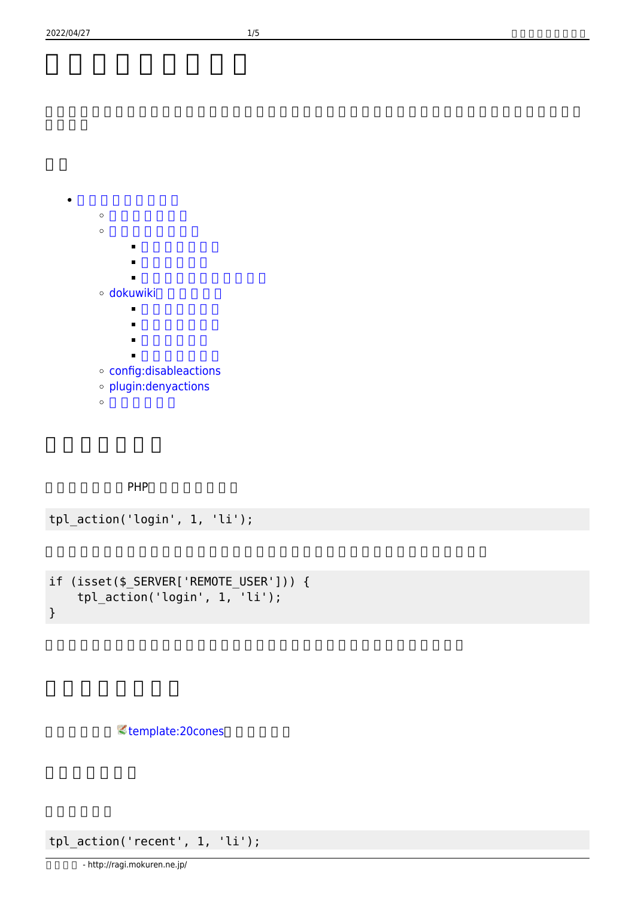# □□□□□□□□□

□□□□□□□□□□□□□□□□□□□□□□□□□□□□□□□□□□□□□□□□□□□□□□□□□

## □□

- □□□□□□□□□
  - □□□□□□□
  - □□□□□□□□
    - □□□□□□□
    - □□□□□□
    - □□□□□□□□□□□
  - dokuwiki□□□□□□
    - □□□□□□□
    - □□□□□□□
    - □□□□□□
    - □□□□□□□
  - config:disableactions
  - plugin:denyactions
  - □□□□□□

## □□□□□□□

□□□□□□□PHP□□□□□□□□

```
tpl_action('login', 1, 'li');
```

□□□□□□□□□□□□□□□□□□□□□□□□□□□□□□□□□□□□□□□□

```
if (isset($_SERVER['REMOTE_USER'])) {
    tpl_action('login', 1, 'li');
}
```

□□□□□□□□□□□□□□□□□□□□□□□□□□□□□□□□□□□□□□

## □□□□□□□□

□□□□□□template:20cones□□□□□□

### □□□□□□□□

□□□□□□

```
tpl_action('recent', 1, 'li');
```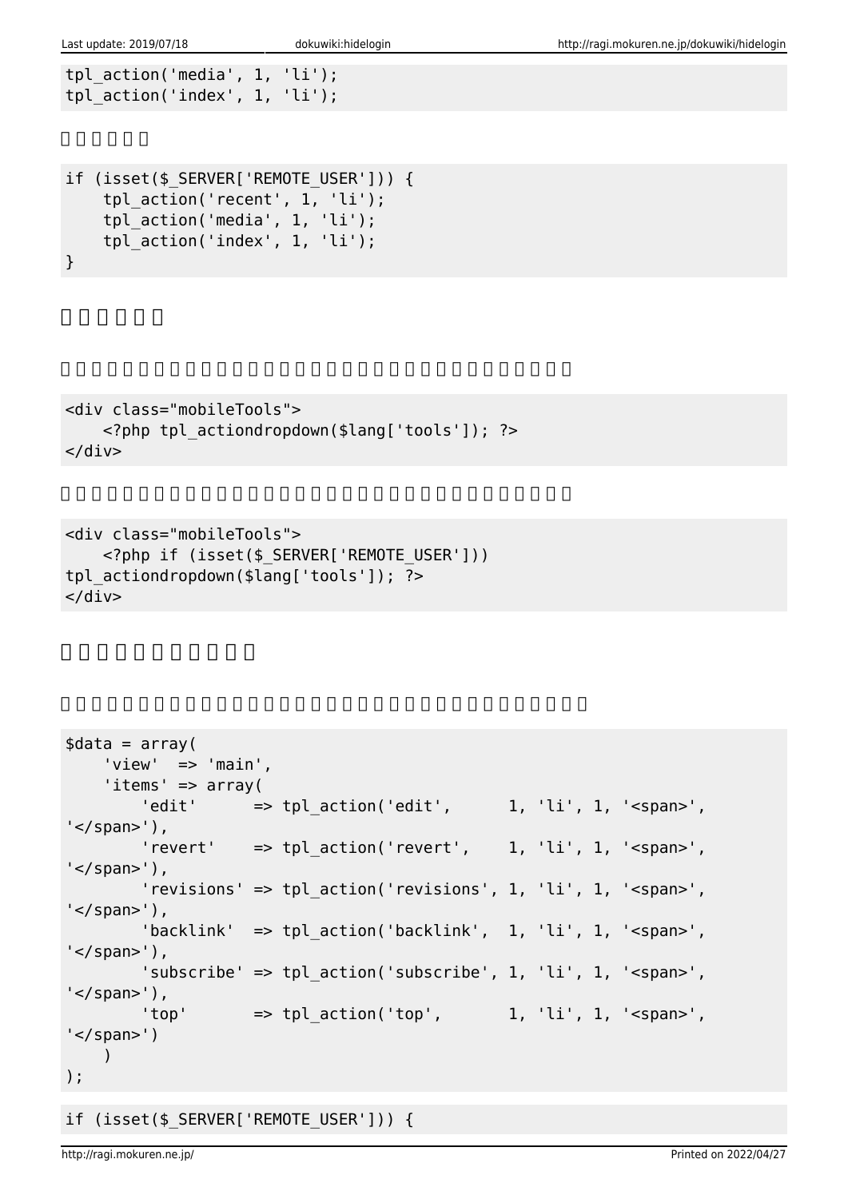```
tpl_action('media', 1, 'li');
tpl_action('index', 1, 'li');
```

```
if (isset($_SERVER['REMOTE_USER'])) {
    tpl_action('recent', 1, 'li');
    tpl_action('media', 1, 'li');
    tpl_action('index', 1, 'li');
}
```

```
<div class="mobileTools">
    <?php tpl_actiondropdown($lang['tools']); ?>
</div>
```

```
<div class="mobileTools">
    <?php if (isset($_SERVER['REMOTE_USER']))
tpl_actiondropdown($lang['tools']); ?>
</div>
```

```
$data = array(
    'view'  => 'main',
    'items' => array(
        'edit'      => tpl_action('edit',      1, 'li', 1, '<span>',
'</span>'),
        'revert'    => tpl_action('revert',    1, 'li', 1, '<span>',
'</span>'),
        'revisions' => tpl_action('revisions', 1, 'li', 1, '<span>',
'</span>'),
        'backlink'  => tpl_action('backlink',  1, 'li', 1, '<span>',
'</span>'),
        'subscribe' => tpl_action('subscribe', 1, 'li', 1, '<span>',
'</span>'),
        'top'       => tpl_action('top',       1, 'li', 1, '<span>',
'</span>')
    )
);
```

```
if (isset($_SERVER['REMOTE_USER'])) {
```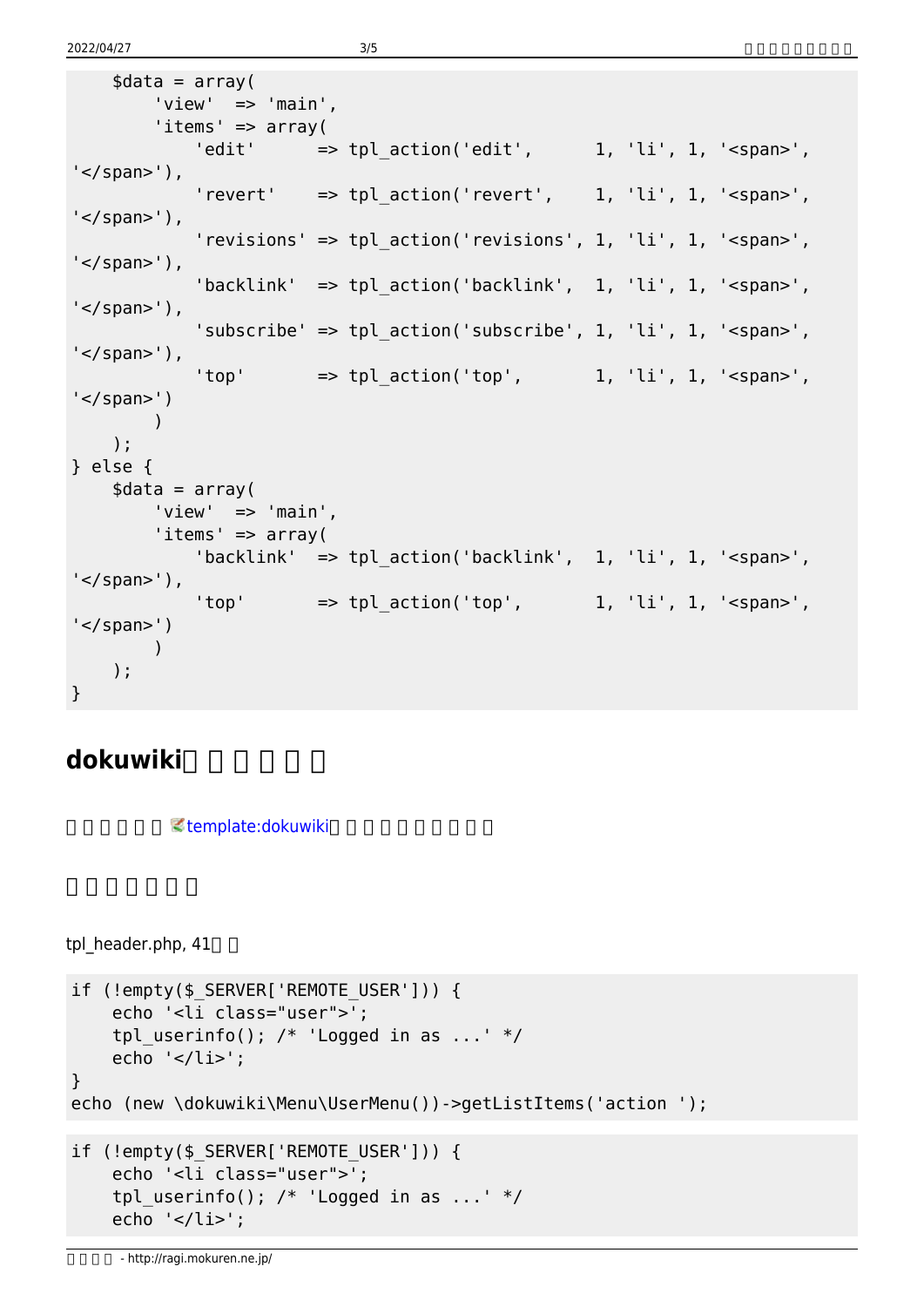```
    $data = array(
        'view'  => 'main',
        'items' => array(
            'edit'      => tpl_action('edit',      1, 'li', 1, '<span>',
'</span>'),
            'revert'    => tpl_action('revert',    1, 'li', 1, '<span>',
'</span>'),
            'revisions' => tpl_action('revisions', 1, 'li', 1, '<span>',
'</span>'),
            'backlink'  => tpl_action('backlink',  1, 'li', 1, '<span>',
'</span>'),
            'subscribe' => tpl_action('subscribe', 1, 'li', 1, '<span>',
'</span>'),
            'top'       => tpl_action('top',       1, 'li', 1, '<span>',
'</span>')
        )
    );
} else {
    $data = array(
        'view'  => 'main',
        'items' => array(
            'backlink'  => tpl_action('backlink',  1, 'li', 1, '<span>',
'</span>'),
            'top'       => tpl_action('top',       1, 'li', 1, '<span>',
'</span>')
        )
    );
}
```

## dokuwiki

template:dokuwiki

tpl_header.php, 41

```
if (!empty($_SERVER['REMOTE_USER'])) {
    echo '<li class="user">';
    tpl_userinfo(); /* 'Logged in as ...' */
    echo '</li>';
}
echo (new \dokuwiki\Menu\UserMenu())->getListItems('action ');
```

```
if (!empty($_SERVER['REMOTE_USER'])) {
    echo '<li class="user">';
    tpl_userinfo(); /* 'Logged in as ...' */
    echo '</li>';
```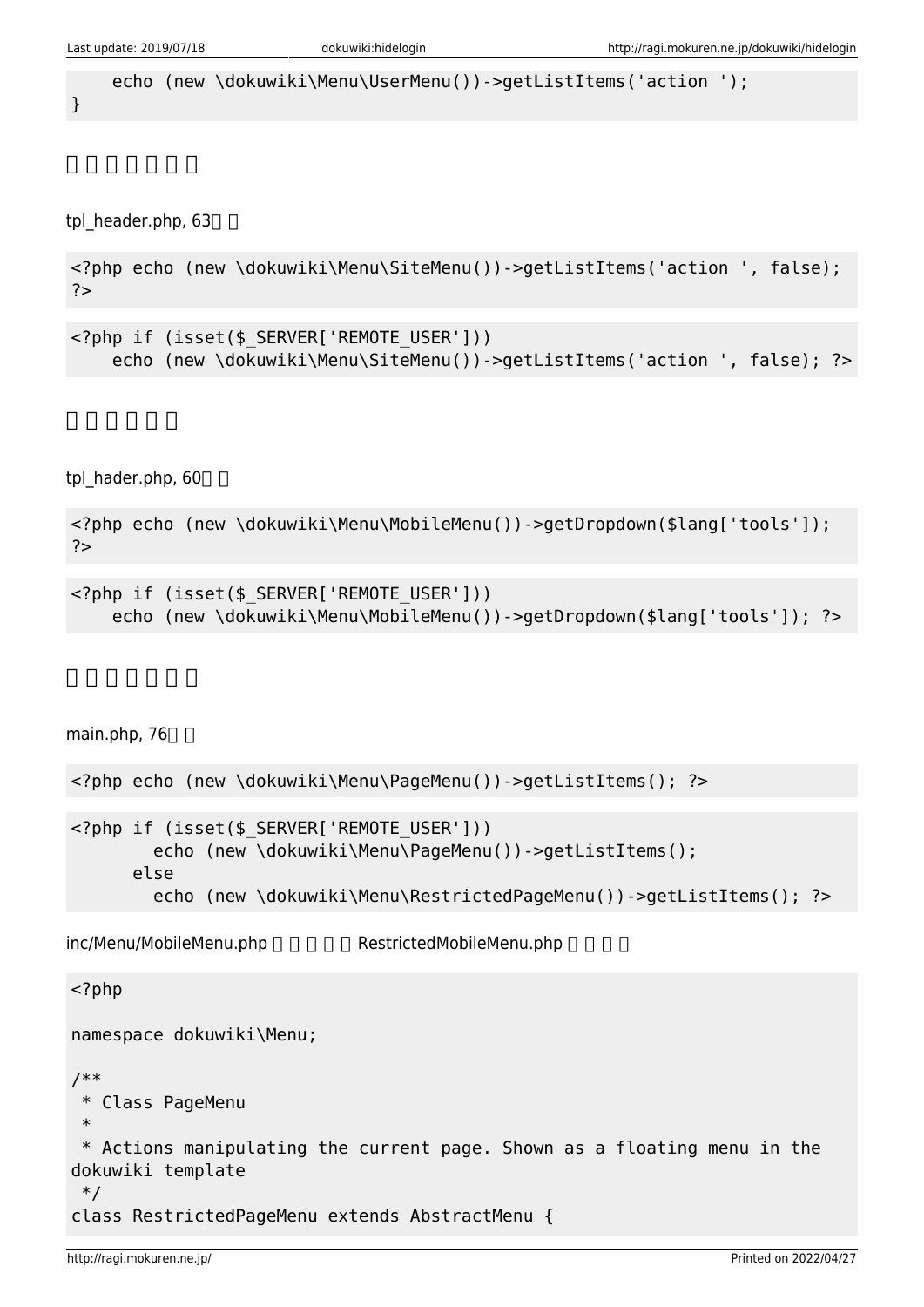```
    echo (new \dokuwiki\Menu\UserMenu())->getListItems('action ');
}
```

## □□□□□□□

tpl_header.php, 63□□

```
<?php echo (new \dokuwiki\Menu\SiteMenu())->getListItems('action ', false);
?>
```

```
<?php if (isset($_SERVER['REMOTE_USER']))
    echo (new \dokuwiki\Menu\SiteMenu())->getListItems('action ', false); ?>
```

## □□□□□□

tpl_hader.php, 60□□

```
<?php echo (new \dokuwiki\Menu\MobileMenu())->getDropdown($lang['tools']);
?>
```

```
<?php if (isset($_SERVER['REMOTE_USER']))
    echo (new \dokuwiki\Menu\MobileMenu())->getDropdown($lang['tools']); ?>
```

## □□□□□□□

main.php, 76□□

```
<?php echo (new \dokuwiki\Menu\PageMenu())->getListItems(); ?>
```

```
<?php if (isset($_SERVER['REMOTE_USER']))
        echo (new \dokuwiki\Menu\PageMenu())->getListItems();
      else
        echo (new \dokuwiki\Menu\RestrictedPageMenu())->getListItems(); ?>
```

inc/Menu/MobileMenu.php □□□□□ RestrictedMobileMenu.php □□□□

```
<?php

namespace dokuwiki\Menu;

/**
 * Class PageMenu
 *
 * Actions manipulating the current page. Shown as a floating menu in the
dokuwiki template
 */
class RestrictedPageMenu extends AbstractMenu {
```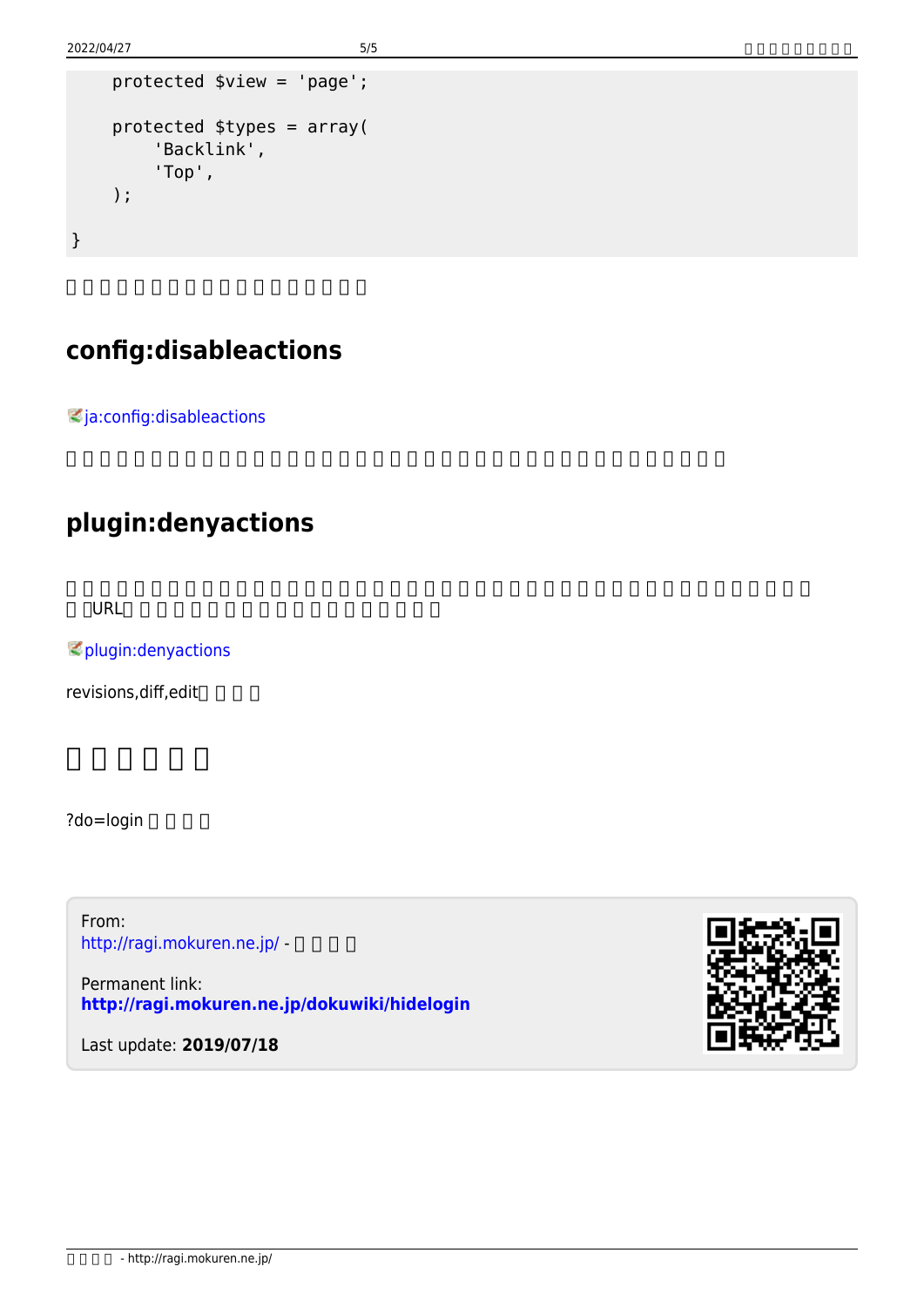```
    protected $view = 'page';

    protected $types = array(
        'Backlink',
        'Top',
    );

}
```

□□□□□□□□□□□□□□□□□□□

## config:disableactions

ja:config:disableactions

□□□□□□□□□□□□□□□□□□□□□□□□□□□□□□□□□□□□□□□□□□

## plugin:denyactions

□□□□□□□□□□□□□□□□□□□□□□□□□□□□□□□□□□□□□□□□□□□□□□□
□□URL□□□□□□□□□□□□□□□□□□□□

plugin:denyactions

revisions,diff,edit□□□□

## □□□□□□

?do=login□□□□

From:
http://ragi.mokuren.ne.jp/ - □□□□

Permanent link:
**http://ragi.mokuren.ne.jp/dokuwiki/hidelogin**

Last update: **2019/07/18**